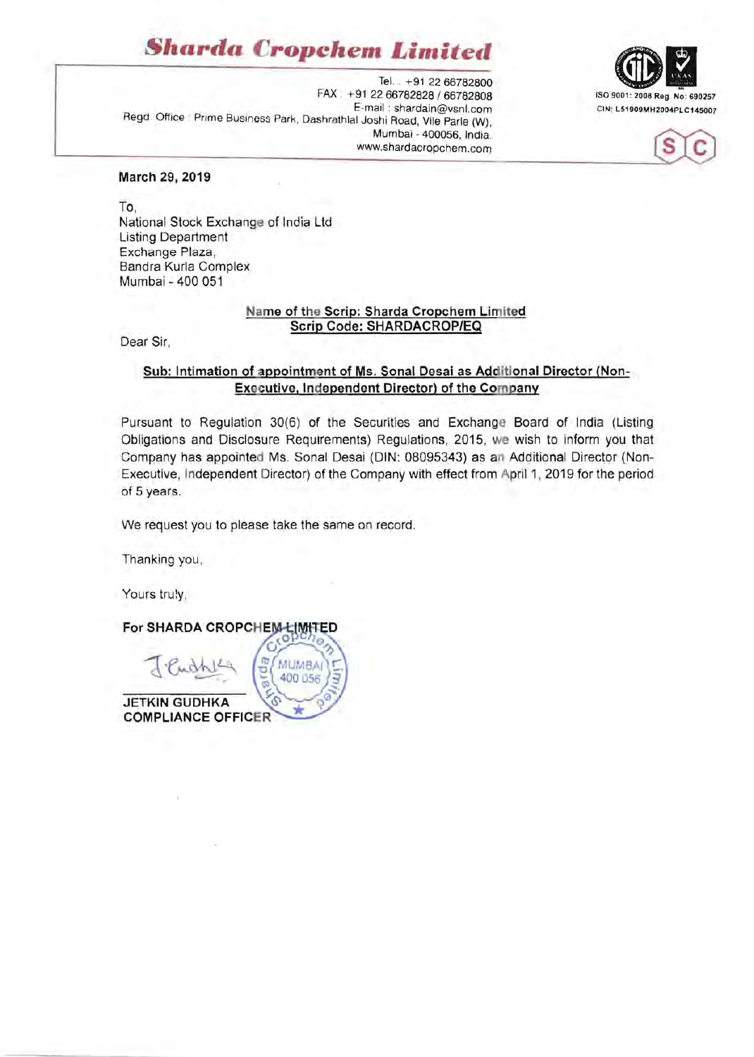# Sharda Cropchem Limited

Tel.: +91 22 66782800
FAX: +91 22 66782828 / 66782808
E-mail: shardain@vsnl.com
Regd. Office: Prime Business Park, Dashrathlal Joshi Road, Vile Parle (W),
Mumbai - 400056, India.
www.shardacropchem.com

ISO 9001: 2008 Reg. No: 690257
CIN: L51909MH2004PLC145007

**March 29, 2019**

To,
National Stock Exchange of India Ltd
Listing Department
Exchange Plaza,
Bandra Kurla Complex
Mumbai - 400 051

**Name of the Scrip: Sharda Cropchem Limited**
**Scrip Code: SHARDACROP/EQ**

Dear Sir,

**Sub: Intimation of appointment of Ms. Sonal Desai as Additional Director (Non-Executive, Independent Director) of the Company**

Pursuant to Regulation 30(6) of the Securities and Exchange Board of India (Listing Obligations and Disclosure Requirements) Regulations, 2015, we wish to inform you that Company has appointed Ms. Sonal Desai (DIN: 08095343) as an Additional Director (Non-Executive, Independent Director) of the Company with effect from April 1, 2019 for the period of 5 years.

We request you to please take the same on record.

Thanking you,

Yours truly,

**For SHARDA CROPCHEM LIMITED**

**JETKIN GUDHKA**
**COMPLIANCE OFFICER**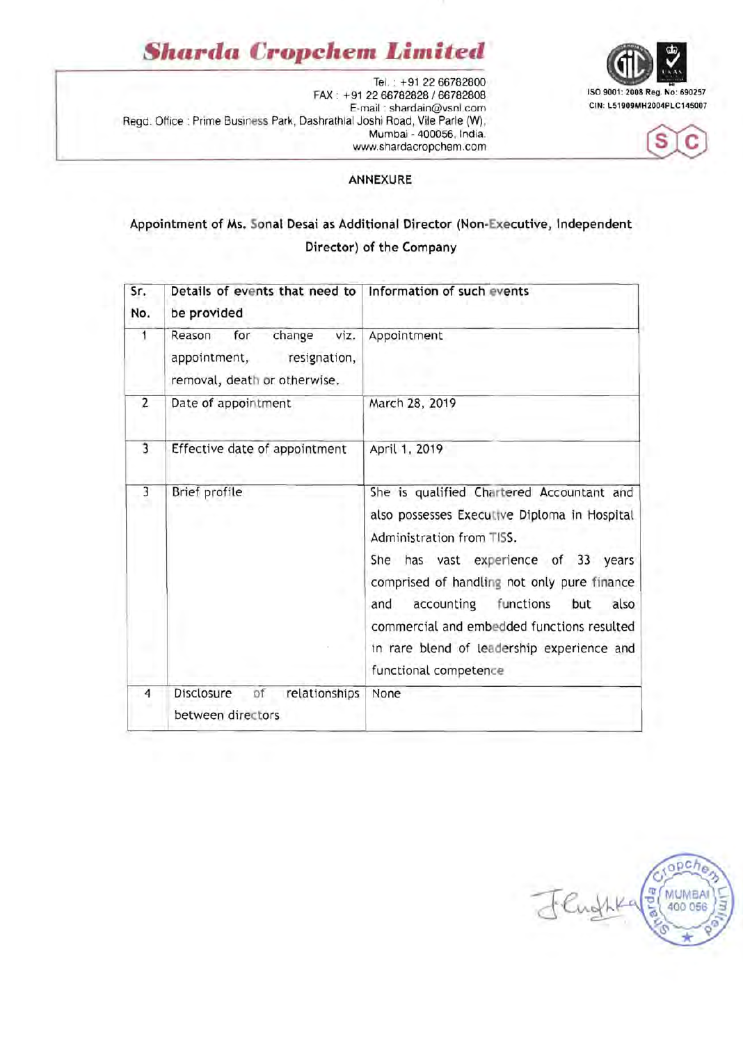# Sharda Cropchem Limited

Tel. : +91 22 66782800
FAX : +91 22 66782828 / 66782808
E-mail : shardain@vsnl.com
Regd. Office : Prime Business Park, Dashrathlal Joshi Road, Vile Parle (W),
Mumbai - 400056, India.
www.shardacropchem.com

ISO 9001: 2008 Reg. No: 690257
CIN: L51909MH2004PLC145007

## ANNEXURE

**Appointment of Ms. Sonal Desai as Additional Director (Non-Executive, Independent Director) of the Company**

| Sr. No. | Details of events that need to be provided | Information of such events |
|---|---|---|
| 1 | Reason for change viz. appointment, resignation, removal, death or otherwise. | Appointment |
| 2 | Date of appointment | March 28, 2019 |
| 3 | Effective date of appointment | April 1, 2019 |
| 3 | Brief profile | She is qualified Chartered Accountant and also possesses Executive Diploma in Hospital Administration from TISS. She has vast experience of 33 years comprised of handling not only pure finance and accounting functions but also commercial and embedded functions resulted in rare blend of leadership experience and functional competence |
| 4 | Disclosure of relationships between directors | None |